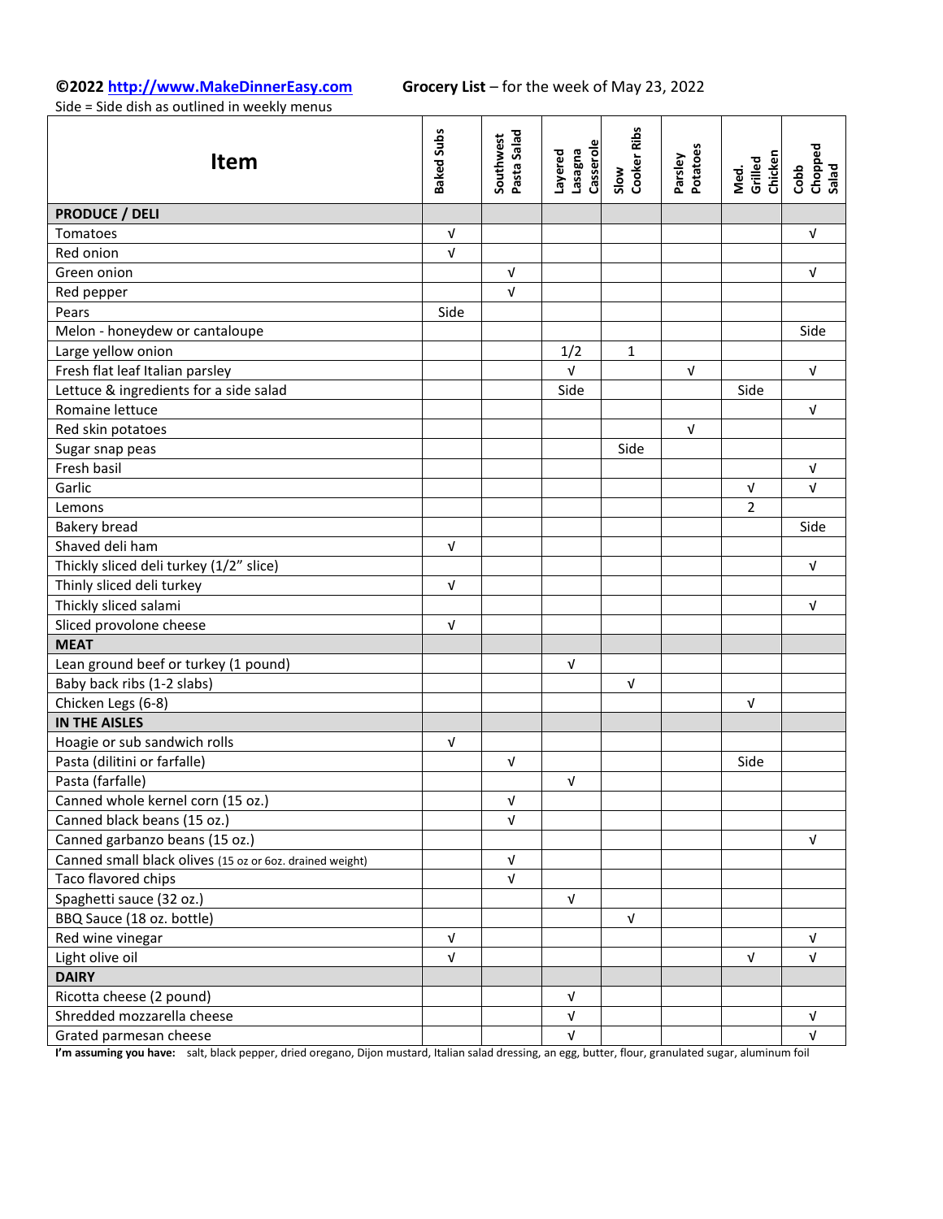©2022 http://www.MakeDinnerEasy.com **Grocery List** – for the week of May 23, 2022

Side = Side dish as outlined in weekly menus

| Item | Baked Subs | Southwest Pasta Salad | Layered Lasagna Casserole | Slow Cooker Ribs | Parsley Potatoes | Med. Grilled Chicken | Cobb Chopped Salad |
|---|---|---|---|---|---|---|---|
| **PRODUCE / DELI** | | | | | | | |
| Tomatoes | √ | | | | | | √ |
| Red onion | √ | | | | | | |
| Green onion | | √ | | | | | √ |
| Red pepper | | √ | | | | | |
| Pears | Side | | | | | | |
| Melon - honeydew or cantaloupe | | | | | | | Side |
| Large yellow onion | | | 1/2 | 1 | | | |
| Fresh flat leaf Italian parsley | | | √ | | √ | | √ |
| Lettuce & ingredients for a side salad | | | Side | | | Side | |
| Romaine lettuce | | | | | | | √ |
| Red skin potatoes | | | | | √ | | |
| Sugar snap peas | | | | Side | | | |
| Fresh basil | | | | | | | √ |
| Garlic | | | | | | √ | √ |
| Lemons | | | | | | 2 | |
| Bakery bread | | | | | | | Side |
| Shaved deli ham | √ | | | | | | |
| Thickly sliced deli turkey (1/2" slice) | | | | | | | √ |
| Thinly sliced deli turkey | √ | | | | | | |
| Thickly sliced salami | | | | | | | √ |
| Sliced provolone cheese | √ | | | | | | |
| **MEAT** | | | | | | | |
| Lean ground beef or turkey (1 pound) | | | √ | | | | |
| Baby back ribs (1-2 slabs) | | | | √ | | | |
| Chicken Legs (6-8) | | | | | | √ | |
| **IN THE AISLES** | | | | | | | |
| Hoagie or sub sandwich rolls | √ | | | | | | |
| Pasta (dilitini or farfalle) | | √ | | | | Side | |
| Pasta (farfalle) | | | √ | | | | |
| Canned whole kernel corn (15 oz.) | | √ | | | | | |
| Canned black beans (15 oz.) | | √ | | | | | |
| Canned garbanzo beans (15 oz.) | | | | | | | √ |
| Canned small black olives (15 oz or 6oz. drained weight) | | √ | | | | | |
| Taco flavored chips | | √ | | | | | |
| Spaghetti sauce (32 oz.) | | | √ | | | | |
| BBQ Sauce (18 oz. bottle) | | | | √ | | | |
| Red wine vinegar | √ | | | | | | √ |
| Light olive oil | √ | | | | | √ | √ |
| **DAIRY** | | | | | | | |
| Ricotta cheese (2 pound) | | | √ | | | | |
| Shredded mozzarella cheese | | | √ | | | | √ |
| Grated parmesan cheese | | | √ | | | | √ |

**I'm assuming you have:** salt, black pepper, dried oregano, Dijon mustard, Italian salad dressing, an egg, butter, flour, granulated sugar, aluminum foil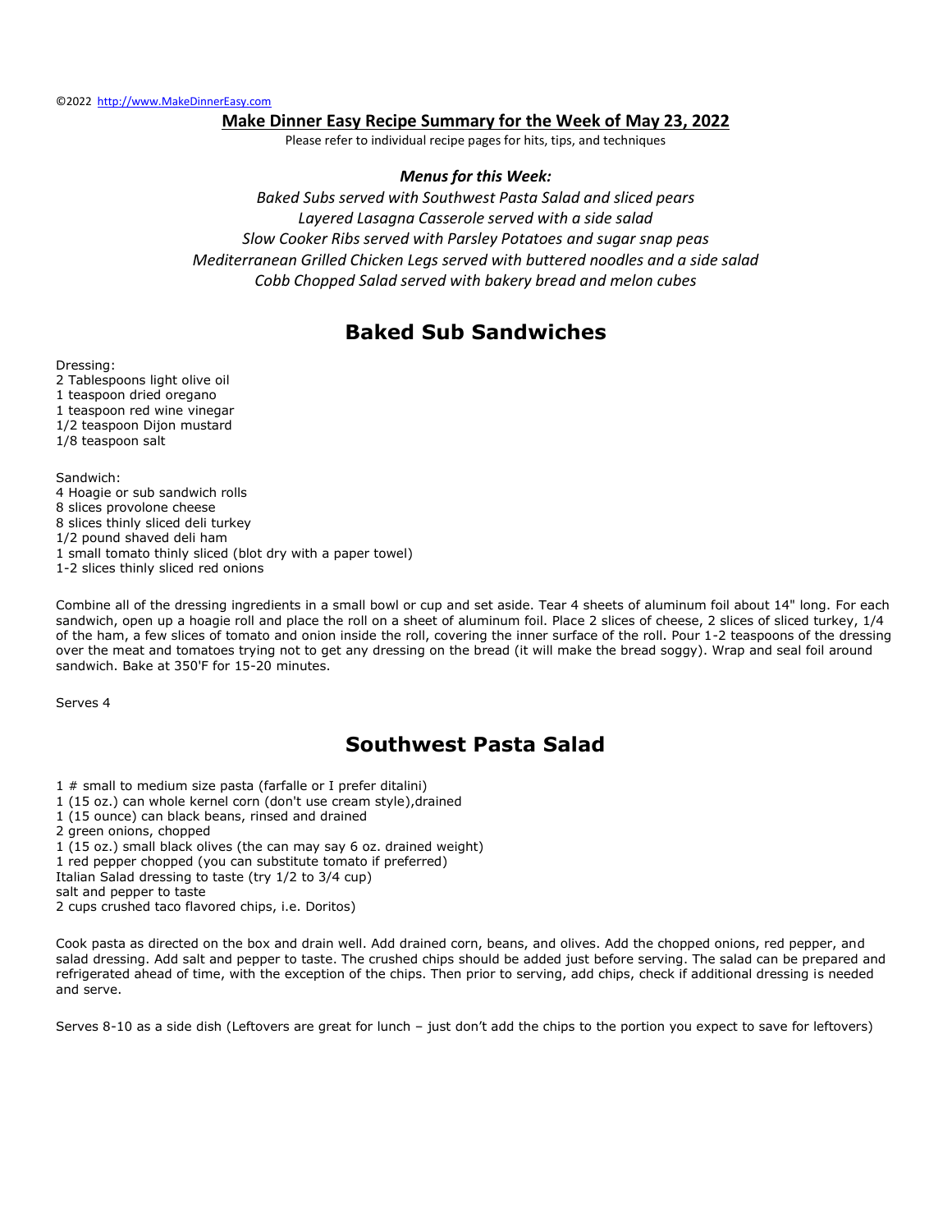©2022 http://www.MakeDinnerEasy.com

## Make Dinner Easy Recipe Summary for the Week of May 23, 2022

Please refer to individual recipe pages for hits, tips, and techniques

***Menus for this Week:***

*Baked Subs served with Southwest Pasta Salad and sliced pears*
*Layered Lasagna Casserole served with a side salad*
*Slow Cooker Ribs served with Parsley Potatoes and sugar snap peas*
*Mediterranean Grilled Chicken Legs served with buttered noodles and a side salad*
*Cobb Chopped Salad served with bakery bread and melon cubes*

# Baked Sub Sandwiches

Dressing:
2 Tablespoons light olive oil
1 teaspoon dried oregano
1 teaspoon red wine vinegar
1/2 teaspoon Dijon mustard
1/8 teaspoon salt

Sandwich:
4 Hoagie or sub sandwich rolls
8 slices provolone cheese
8 slices thinly sliced deli turkey
1/2 pound shaved deli ham
1 small tomato thinly sliced (blot dry with a paper towel)
1-2 slices thinly sliced red onions

Combine all of the dressing ingredients in a small bowl or cup and set aside. Tear 4 sheets of aluminum foil about 14" long. For each sandwich, open up a hoagie roll and place the roll on a sheet of aluminum foil. Place 2 slices of cheese, 2 slices of sliced turkey, 1/4 of the ham, a few slices of tomato and onion inside the roll, covering the inner surface of the roll. Pour 1-2 teaspoons of the dressing over the meat and tomatoes trying not to get any dressing on the bread (it will make the bread soggy). Wrap and seal foil around sandwich. Bake at 350'F for 15-20 minutes.

Serves 4

# Southwest Pasta Salad

1 # small to medium size pasta (farfalle or I prefer ditalini)
1 (15 oz.) can whole kernel corn (don't use cream style),drained
1 (15 ounce) can black beans, rinsed and drained
2 green onions, chopped
1 (15 oz.) small black olives (the can may say 6 oz. drained weight)
1 red pepper chopped (you can substitute tomato if preferred)
Italian Salad dressing to taste (try 1/2 to 3/4 cup)
salt and pepper to taste
2 cups crushed taco flavored chips, i.e. Doritos)

Cook pasta as directed on the box and drain well. Add drained corn, beans, and olives. Add the chopped onions, red pepper, and salad dressing. Add salt and pepper to taste. The crushed chips should be added just before serving. The salad can be prepared and refrigerated ahead of time, with the exception of the chips. Then prior to serving, add chips, check if additional dressing is needed and serve.

Serves 8-10 as a side dish (Leftovers are great for lunch – just don't add the chips to the portion you expect to save for leftovers)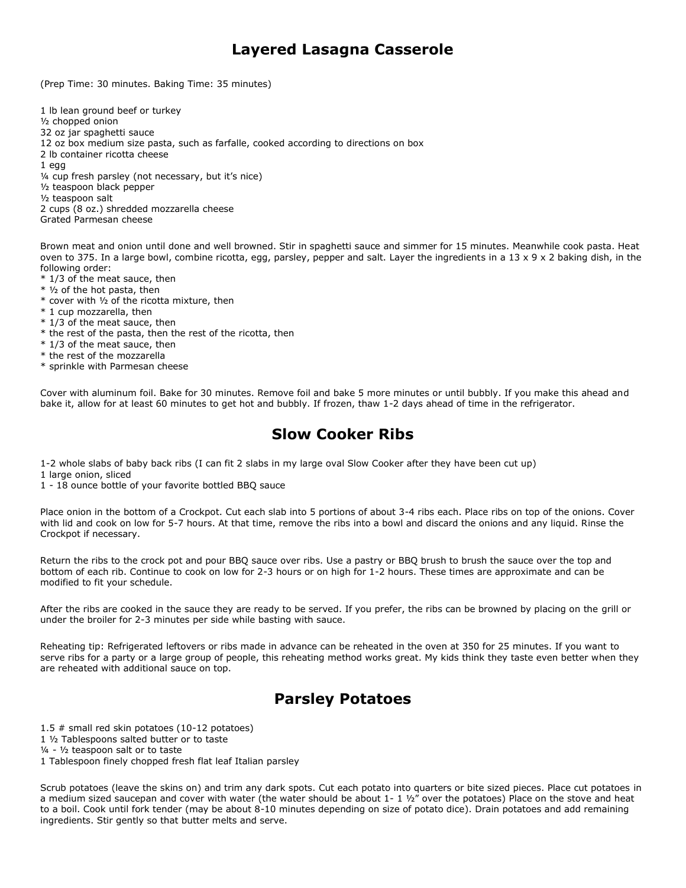# Layered Lasagna Casserole

(Prep Time: 30 minutes. Baking Time: 35 minutes)

1 lb lean ground beef or turkey
½ chopped onion
32 oz jar spaghetti sauce
12 oz box medium size pasta, such as farfalle, cooked according to directions on box
2 lb container ricotta cheese
1 egg
¼ cup fresh parsley (not necessary, but it's nice)
½ teaspoon black pepper
½ teaspoon salt
2 cups (8 oz.) shredded mozzarella cheese
Grated Parmesan cheese

Brown meat and onion until done and well browned. Stir in spaghetti sauce and simmer for 15 minutes. Meanwhile cook pasta. Heat oven to 375. In a large bowl, combine ricotta, egg, parsley, pepper and salt. Layer the ingredients in a 13 x 9 x 2 baking dish, in the following order:

* 1/3 of the meat sauce, then
* ½ of the hot pasta, then
* cover with ½ of the ricotta mixture, then
* 1 cup mozzarella, then
* 1/3 of the meat sauce, then
* the rest of the pasta, then the rest of the ricotta, then
* 1/3 of the meat sauce, then
* the rest of the mozzarella
* sprinkle with Parmesan cheese

Cover with aluminum foil. Bake for 30 minutes. Remove foil and bake 5 more minutes or until bubbly. If you make this ahead and bake it, allow for at least 60 minutes to get hot and bubbly. If frozen, thaw 1-2 days ahead of time in the refrigerator.

# Slow Cooker Ribs

1-2 whole slabs of baby back ribs (I can fit 2 slabs in my large oval Slow Cooker after they have been cut up)
1 large onion, sliced
1 - 18 ounce bottle of your favorite bottled BBQ sauce

Place onion in the bottom of a Crockpot. Cut each slab into 5 portions of about 3-4 ribs each. Place ribs on top of the onions. Cover with lid and cook on low for 5-7 hours. At that time, remove the ribs into a bowl and discard the onions and any liquid. Rinse the Crockpot if necessary.

Return the ribs to the crock pot and pour BBQ sauce over ribs. Use a pastry or BBQ brush to brush the sauce over the top and bottom of each rib. Continue to cook on low for 2-3 hours or on high for 1-2 hours. These times are approximate and can be modified to fit your schedule.

After the ribs are cooked in the sauce they are ready to be served. If you prefer, the ribs can be browned by placing on the grill or under the broiler for 2-3 minutes per side while basting with sauce.

Reheating tip: Refrigerated leftovers or ribs made in advance can be reheated in the oven at 350 for 25 minutes. If you want to serve ribs for a party or a large group of people, this reheating method works great. My kids think they taste even better when they are reheated with additional sauce on top.

# Parsley Potatoes

1.5 # small red skin potatoes (10-12 potatoes)
1 ½ Tablespoons salted butter or to taste
¼ - ½ teaspoon salt or to taste
1 Tablespoon finely chopped fresh flat leaf Italian parsley

Scrub potatoes (leave the skins on) and trim any dark spots. Cut each potato into quarters or bite sized pieces. Place cut potatoes in a medium sized saucepan and cover with water (the water should be about 1- 1 ½" over the potatoes) Place on the stove and heat to a boil. Cook until fork tender (may be about 8-10 minutes depending on size of potato dice). Drain potatoes and add remaining ingredients. Stir gently so that butter melts and serve.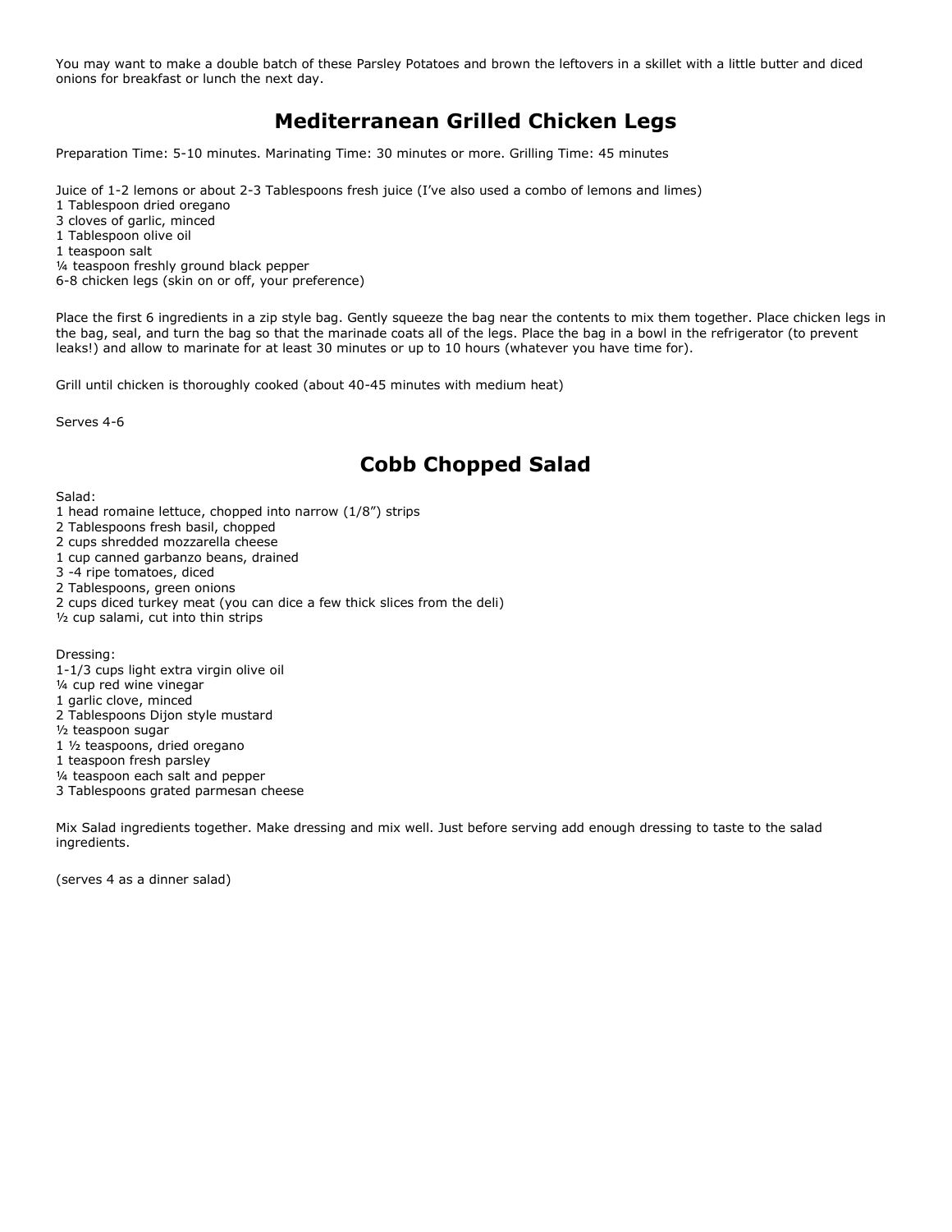You may want to make a double batch of these Parsley Potatoes and brown the leftovers in a skillet with a little butter and diced onions for breakfast or lunch the next day.

# Mediterranean Grilled Chicken Legs

Preparation Time: 5-10 minutes. Marinating Time: 30 minutes or more. Grilling Time: 45 minutes

Juice of 1-2 lemons or about 2-3 Tablespoons fresh juice (I've also used a combo of lemons and limes)
1 Tablespoon dried oregano
3 cloves of garlic, minced
1 Tablespoon olive oil
1 teaspoon salt
¼ teaspoon freshly ground black pepper
6-8 chicken legs (skin on or off, your preference)

Place the first 6 ingredients in a zip style bag. Gently squeeze the bag near the contents to mix them together. Place chicken legs in the bag, seal, and turn the bag so that the marinade coats all of the legs. Place the bag in a bowl in the refrigerator (to prevent leaks!) and allow to marinate for at least 30 minutes or up to 10 hours (whatever you have time for).

Grill until chicken is thoroughly cooked (about 40-45 minutes with medium heat)

Serves 4-6

# Cobb Chopped Salad

Salad:
1 head romaine lettuce, chopped into narrow (1/8") strips
2 Tablespoons fresh basil, chopped
2 cups shredded mozzarella cheese
1 cup canned garbanzo beans, drained
3 -4 ripe tomatoes, diced
2 Tablespoons, green onions
2 cups diced turkey meat (you can dice a few thick slices from the deli)
½ cup salami, cut into thin strips

Dressing:
1-1/3 cups light extra virgin olive oil
¼ cup red wine vinegar
1 garlic clove, minced
2 Tablespoons Dijon style mustard
½ teaspoon sugar
1 ½ teaspoons, dried oregano
1 teaspoon fresh parsley
¼ teaspoon each salt and pepper
3 Tablespoons grated parmesan cheese

Mix Salad ingredients together. Make dressing and mix well. Just before serving add enough dressing to taste to the salad ingredients.

(serves 4 as a dinner salad)